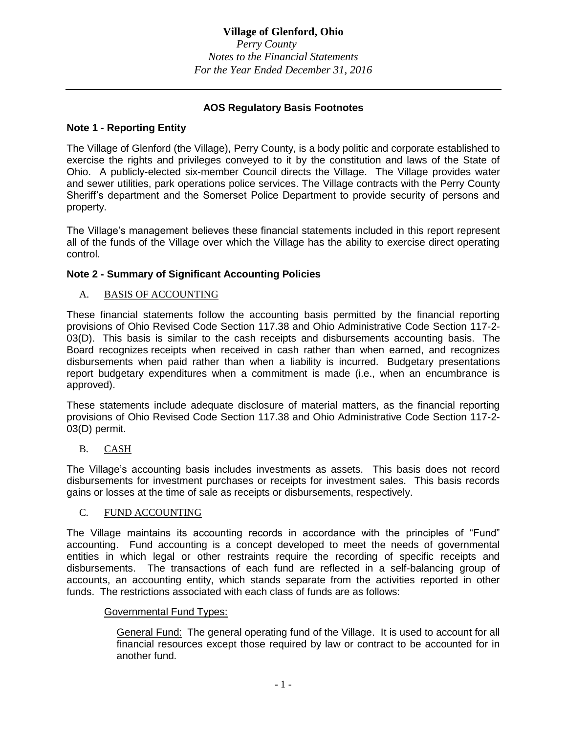# Village of Glenford, Ohio

*Perry County*
*Notes to the Financial Statements*
*For the Year Ended December 31, 2016*

---

**AOS Regulatory Basis Footnotes**

## Note 1 - Reporting Entity

The Village of Glenford (the Village), Perry County, is a body politic and corporate established to exercise the rights and privileges conveyed to it by the constitution and laws of the State of Ohio. A publicly-elected six-member Council directs the Village. The Village provides water and sewer utilities, park operations police services. The Village contracts with the Perry County Sheriff's department and the Somerset Police Department to provide security of persons and property.

The Village's management believes these financial statements included in this report represent all of the funds of the Village over which the Village has the ability to exercise direct operating control.

## Note 2 - Summary of Significant Accounting Policies

### A. BASIS OF ACCOUNTING

These financial statements follow the accounting basis permitted by the financial reporting provisions of Ohio Revised Code Section 117.38 and Ohio Administrative Code Section 117-2-03(D). This basis is similar to the cash receipts and disbursements accounting basis. The Board recognizes receipts when received in cash rather than when earned, and recognizes disbursements when paid rather than when a liability is incurred. Budgetary presentations report budgetary expenditures when a commitment is made (i.e., when an encumbrance is approved).

These statements include adequate disclosure of material matters, as the financial reporting provisions of Ohio Revised Code Section 117.38 and Ohio Administrative Code Section 117-2-03(D) permit.

### B. CASH

The Village's accounting basis includes investments as assets. This basis does not record disbursements for investment purchases or receipts for investment sales. This basis records gains or losses at the time of sale as receipts or disbursements, respectively.

### C. FUND ACCOUNTING

The Village maintains its accounting records in accordance with the principles of "Fund" accounting. Fund accounting is a concept developed to meet the needs of governmental entities in which legal or other restraints require the recording of specific receipts and disbursements. The transactions of each fund are reflected in a self-balancing group of accounts, an accounting entity, which stands separate from the activities reported in other funds. The restrictions associated with each class of funds are as follows:

Governmental Fund Types:

General Fund: The general operating fund of the Village. It is used to account for all financial resources except those required by law or contract to be accounted for in another fund.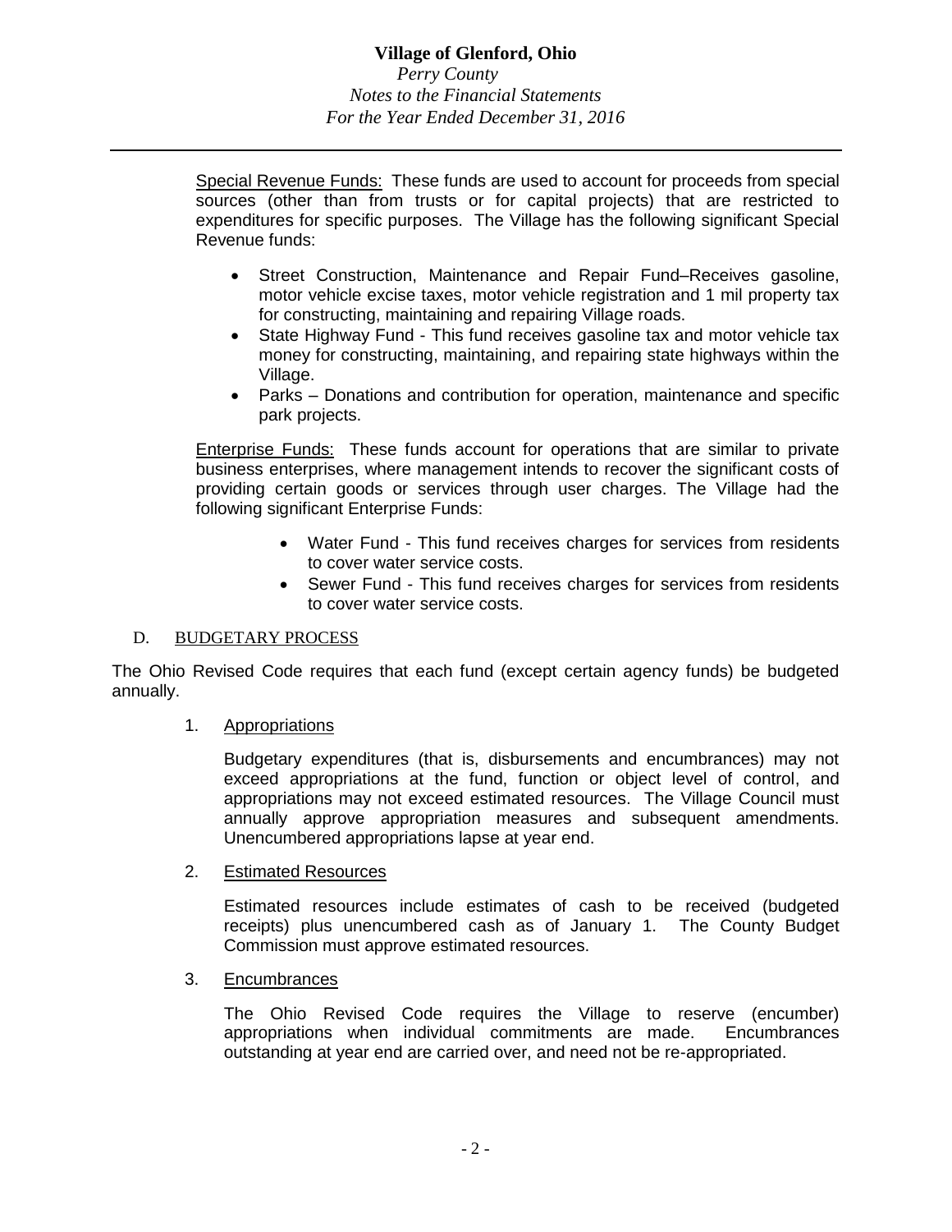Special Revenue Funds: These funds are used to account for proceeds from special sources (other than from trusts or for capital projects) that are restricted to expenditures for specific purposes. The Village has the following significant Special Revenue funds:

- Street Construction, Maintenance and Repair Fund–Receives gasoline, motor vehicle excise taxes, motor vehicle registration and 1 mil property tax for constructing, maintaining and repairing Village roads.
- State Highway Fund - This fund receives gasoline tax and motor vehicle tax money for constructing, maintaining, and repairing state highways within the Village.
- Parks – Donations and contribution for operation, maintenance and specific park projects.

Enterprise Funds: These funds account for operations that are similar to private business enterprises, where management intends to recover the significant costs of providing certain goods or services through user charges. The Village had the following significant Enterprise Funds:

- Water Fund - This fund receives charges for services from residents to cover water service costs.
- Sewer Fund - This fund receives charges for services from residents to cover water service costs.

## D. BUDGETARY PROCESS

The Ohio Revised Code requires that each fund (except certain agency funds) be budgeted annually.

### 1. Appropriations

Budgetary expenditures (that is, disbursements and encumbrances) may not exceed appropriations at the fund, function or object level of control, and appropriations may not exceed estimated resources. The Village Council must annually approve appropriation measures and subsequent amendments. Unencumbered appropriations lapse at year end.

### 2. Estimated Resources

Estimated resources include estimates of cash to be received (budgeted receipts) plus unencumbered cash as of January 1. The County Budget Commission must approve estimated resources.

### 3. Encumbrances

The Ohio Revised Code requires the Village to reserve (encumber) appropriations when individual commitments are made. Encumbrances outstanding at year end are carried over, and need not be re-appropriated.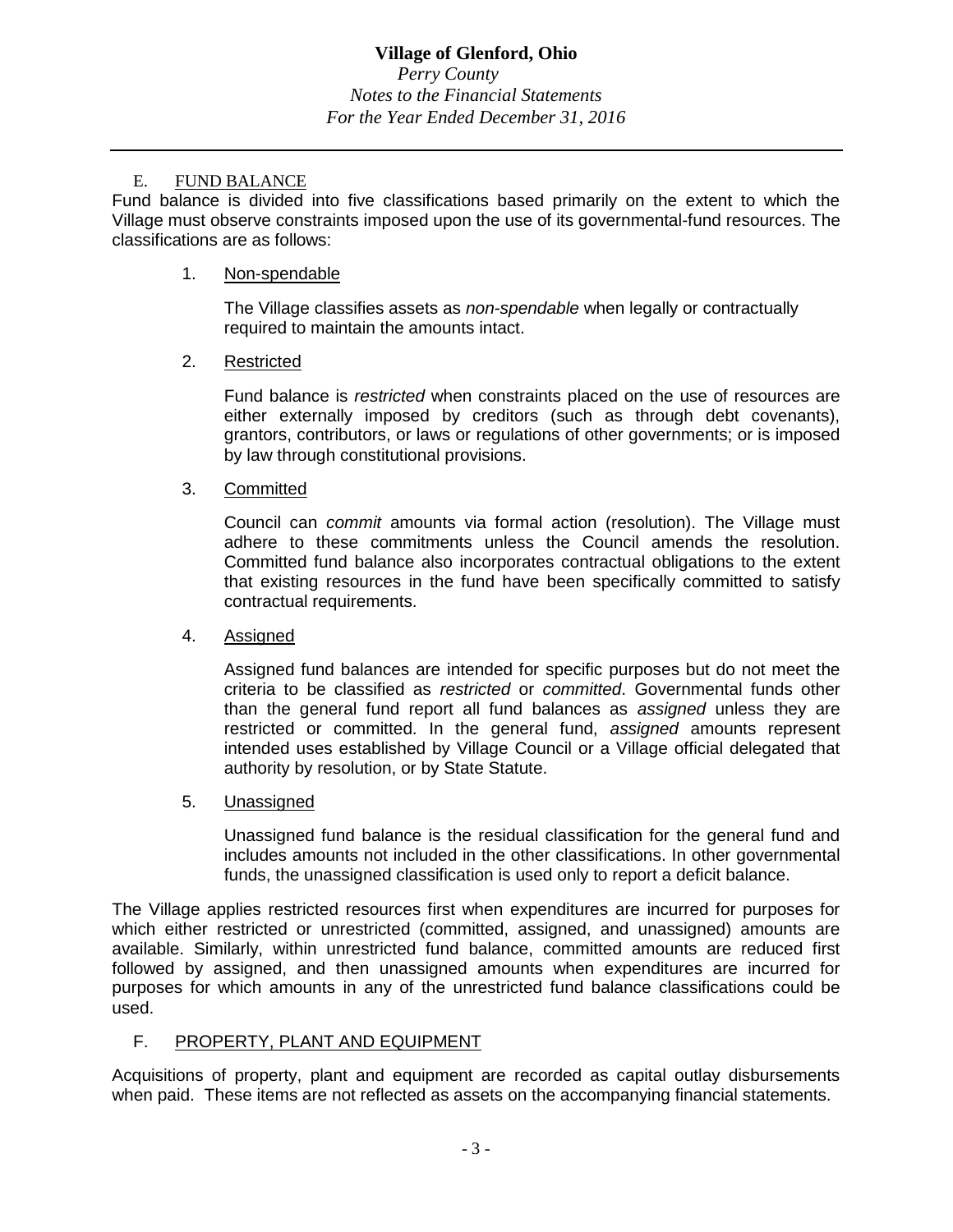### E. FUND BALANCE

Fund balance is divided into five classifications based primarily on the extent to which the Village must observe constraints imposed upon the use of its governmental-fund resources. The classifications are as follows:

1. Non-spendable

   The Village classifies assets as *non-spendable* when legally or contractually required to maintain the amounts intact.

2. Restricted

   Fund balance is *restricted* when constraints placed on the use of resources are either externally imposed by creditors (such as through debt covenants), grantors, contributors, or laws or regulations of other governments; or is imposed by law through constitutional provisions.

3. Committed

   Council can *commit* amounts via formal action (resolution). The Village must adhere to these commitments unless the Council amends the resolution. Committed fund balance also incorporates contractual obligations to the extent that existing resources in the fund have been specifically committed to satisfy contractual requirements.

4. Assigned

   Assigned fund balances are intended for specific purposes but do not meet the criteria to be classified as *restricted* or *committed*. Governmental funds other than the general fund report all fund balances as *assigned* unless they are restricted or committed. In the general fund, *assigned* amounts represent intended uses established by Village Council or a Village official delegated that authority by resolution, or by State Statute.

5. Unassigned

   Unassigned fund balance is the residual classification for the general fund and includes amounts not included in the other classifications. In other governmental funds, the unassigned classification is used only to report a deficit balance.

The Village applies restricted resources first when expenditures are incurred for purposes for which either restricted or unrestricted (committed, assigned, and unassigned) amounts are available. Similarly, within unrestricted fund balance, committed amounts are reduced first followed by assigned, and then unassigned amounts when expenditures are incurred for purposes for which amounts in any of the unrestricted fund balance classifications could be used.

### F. PROPERTY, PLANT AND EQUIPMENT

Acquisitions of property, plant and equipment are recorded as capital outlay disbursements when paid. These items are not reflected as assets on the accompanying financial statements.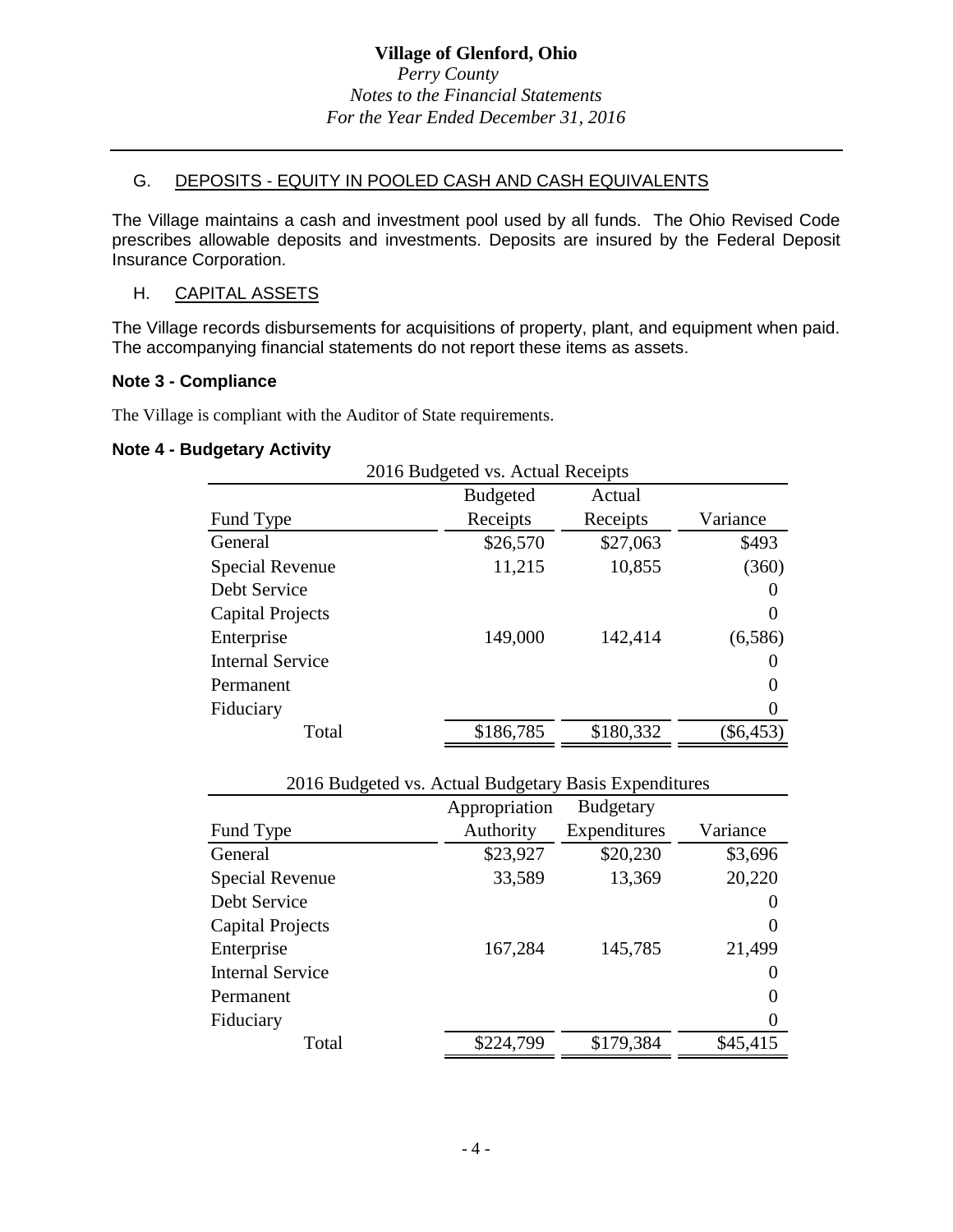# Village of Glenford, Ohio

*Perry County*
*Notes to the Financial Statements*
*For the Year Ended December 31, 2016*

## G. DEPOSITS - EQUITY IN POOLED CASH AND CASH EQUIVALENTS

The Village maintains a cash and investment pool used by all funds. The Ohio Revised Code prescribes allowable deposits and investments. Deposits are insured by the Federal Deposit Insurance Corporation.

## H. CAPITAL ASSETS

The Village records disbursements for acquisitions of property, plant, and equipment when paid. The accompanying financial statements do not report these items as assets.

**Note 3 - Compliance**

The Village is compliant with the Auditor of State requirements.

**Note 4 - Budgetary Activity**

2016 Budgeted vs. Actual Receipts

| Fund Type | Budgeted Receipts | Actual Receipts | Variance |
|---|---|---|---|
| General | $26,570 | $27,063 | $493 |
| Special Revenue | 11,215 | 10,855 | (360) |
| Debt Service | | | 0 |
| Capital Projects | | | 0 |
| Enterprise | 149,000 | 142,414 | (6,586) |
| Internal Service | | | 0 |
| Permanent | | | 0 |
| Fiduciary | | | 0 |
| Total | $186,785 | $180,332 | ($6,453) |

2016 Budgeted vs. Actual Budgetary Basis Expenditures

| Fund Type | Appropriation Authority | Budgetary Expenditures | Variance |
|---|---|---|---|
| General | $23,927 | $20,230 | $3,696 |
| Special Revenue | 33,589 | 13,369 | 20,220 |
| Debt Service | | | 0 |
| Capital Projects | | | 0 |
| Enterprise | 167,284 | 145,785 | 21,499 |
| Internal Service | | | 0 |
| Permanent | | | 0 |
| Fiduciary | | | 0 |
| Total | $224,799 | $179,384 | $45,415 |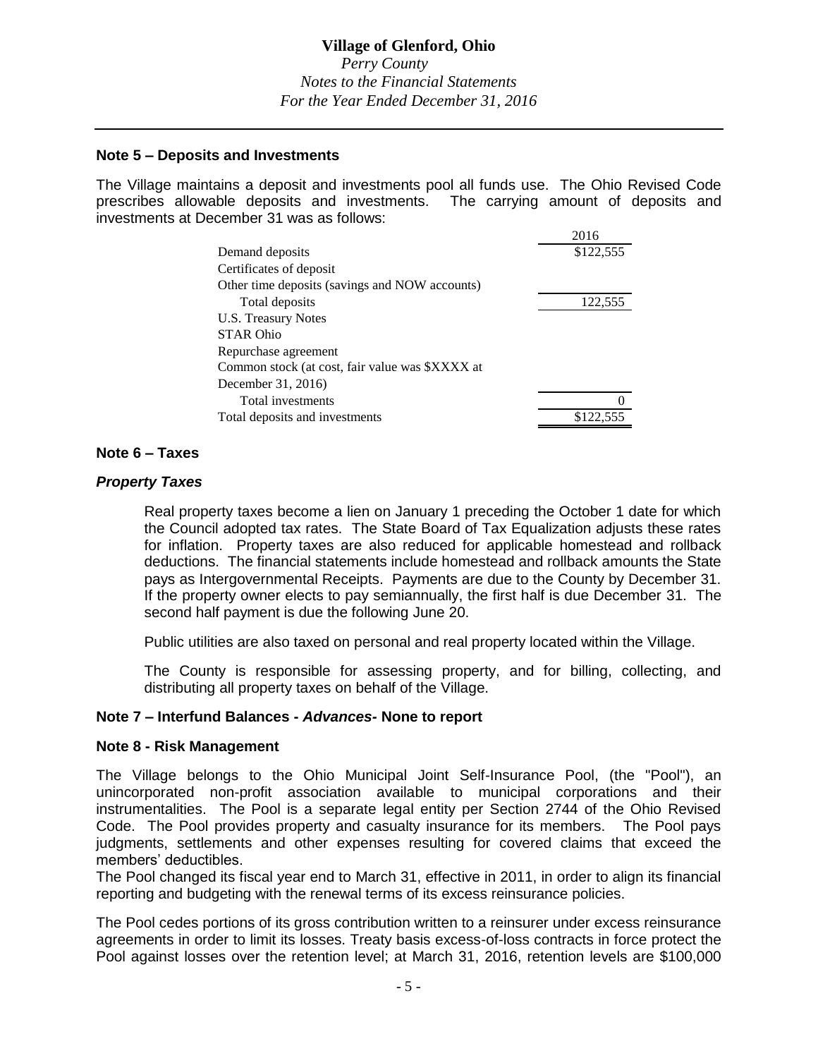## Note 5 – Deposits and Investments

The Village maintains a deposit and investments pool all funds use. The Ohio Revised Code prescribes allowable deposits and investments. The carrying amount of deposits and investments at December 31 was as follows:

| | 2016 |
|---|---|
| Demand deposits | $122,555 |
| Certificates of deposit | |
| Other time deposits (savings and NOW accounts) | |
| Total deposits | 122,555 |
| U.S. Treasury Notes | |
| STAR Ohio | |
| Repurchase agreement | |
| Common stock (at cost, fair value was $XXXX at December 31, 2016) | |
| Total investments | 0 |
| Total deposits and investments | $122,555 |

## Note 6 – Taxes

### *Property Taxes*

Real property taxes become a lien on January 1 preceding the October 1 date for which the Council adopted tax rates. The State Board of Tax Equalization adjusts these rates for inflation. Property taxes are also reduced for applicable homestead and rollback deductions. The financial statements include homestead and rollback amounts the State pays as Intergovernmental Receipts. Payments are due to the County by December 31. If the property owner elects to pay semiannually, the first half is due December 31. The second half payment is due the following June 20.

Public utilities are also taxed on personal and real property located within the Village.

The County is responsible for assessing property, and for billing, collecting, and distributing all property taxes on behalf of the Village.

## Note 7 – Interfund Balances - *Advances*- None to report

## Note 8 - Risk Management

The Village belongs to the Ohio Municipal Joint Self-Insurance Pool, (the "Pool"), an unincorporated non-profit association available to municipal corporations and their instrumentalities. The Pool is a separate legal entity per Section 2744 of the Ohio Revised Code. The Pool provides property and casualty insurance for its members. The Pool pays judgments, settlements and other expenses resulting for covered claims that exceed the members' deductibles.
The Pool changed its fiscal year end to March 31, effective in 2011, in order to align its financial reporting and budgeting with the renewal terms of its excess reinsurance policies.

The Pool cedes portions of its gross contribution written to a reinsurer under excess reinsurance agreements in order to limit its losses. Treaty basis excess-of-loss contracts in force protect the Pool against losses over the retention level; at March 31, 2016, retention levels are $100,000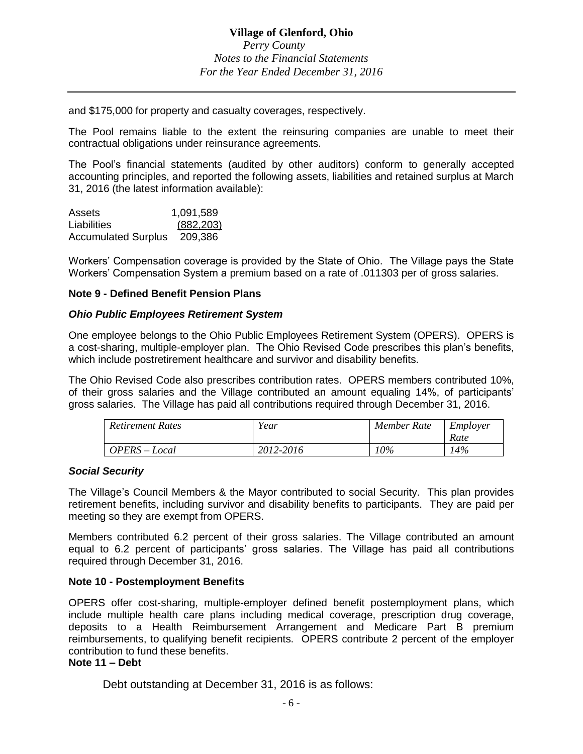and $175,000 for property and casualty coverages, respectively.

The Pool remains liable to the extent the reinsuring companies are unable to meet their contractual obligations under reinsurance agreements.

The Pool's financial statements (audited by other auditors) conform to generally accepted accounting principles, and reported the following assets, liabilities and retained surplus at March 31, 2016 (the latest information available):

| | |
|---|---|
| Assets | 1,091,589 |
| Liabilities | (882,203) |
| Accumulated Surplus | 209,386 |

Workers' Compensation coverage is provided by the State of Ohio. The Village pays the State Workers' Compensation System a premium based on a rate of .011303 per of gross salaries.

**Note 9 - Defined Benefit Pension Plans**

***Ohio Public Employees Retirement System***

One employee belongs to the Ohio Public Employees Retirement System (OPERS). OPERS is a cost-sharing, multiple-employer plan. The Ohio Revised Code prescribes this plan's benefits, which include postretirement healthcare and survivor and disability benefits.

The Ohio Revised Code also prescribes contribution rates. OPERS members contributed 10%, of their gross salaries and the Village contributed an amount equaling 14%, of participants' gross salaries. The Village has paid all contributions required through December 31, 2016.

| *Retirement Rates* | *Year* | *Member Rate* | *Employer Rate* |
|---|---|---|---|
| *OPERS – Local* | *2012-2016* | *10%* | *14%* |

***Social Security***

The Village's Council Members & the Mayor contributed to social Security. This plan provides retirement benefits, including survivor and disability benefits to participants. They are paid per meeting so they are exempt from OPERS.

Members contributed 6.2 percent of their gross salaries. The Village contributed an amount equal to 6.2 percent of participants' gross salaries. The Village has paid all contributions required through December 31, 2016.

**Note 10 - Postemployment Benefits**

OPERS offer cost-sharing, multiple-employer defined benefit postemployment plans, which include multiple health care plans including medical coverage, prescription drug coverage, deposits to a Health Reimbursement Arrangement and Medicare Part B premium reimbursements, to qualifying benefit recipients. OPERS contribute 2 percent of the employer contribution to fund these benefits.

**Note 11 – Debt**

Debt outstanding at December 31, 2016 is as follows: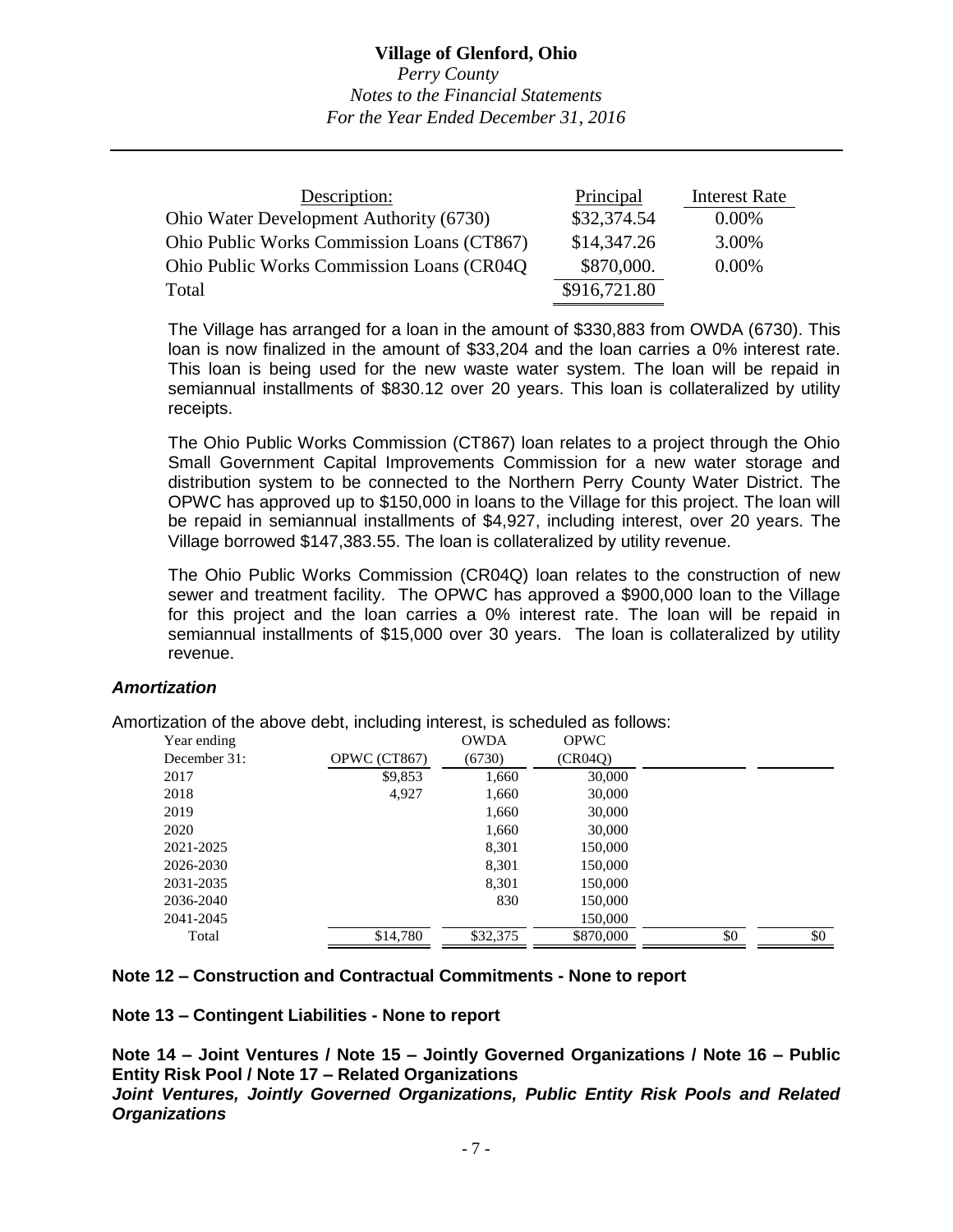| Description: | Principal | Interest Rate |
|---|---|---|
| Ohio Water Development Authority (6730) | $32,374.54 | 0.00% |
| Ohio Public Works Commission Loans (CT867) | $14,347.26 | 3.00% |
| Ohio Public Works Commission Loans (CR04Q | $870,000. | 0.00% |
| Total | $916,721.80 | |

The Village has arranged for a loan in the amount of $330,883 from OWDA (6730). This loan is now finalized in the amount of $33,204 and the loan carries a 0% interest rate. This loan is being used for the new waste water system. The loan will be repaid in semiannual installments of $830.12 over 20 years. This loan is collateralized by utility receipts.

The Ohio Public Works Commission (CT867) loan relates to a project through the Ohio Small Government Capital Improvements Commission for a new water storage and distribution system to be connected to the Northern Perry County Water District. The OPWC has approved up to $150,000 in loans to the Village for this project. The loan will be repaid in semiannual installments of $4,927, including interest, over 20 years. The Village borrowed $147,383.55. The loan is collateralized by utility revenue.

The Ohio Public Works Commission (CR04Q) loan relates to the construction of new sewer and treatment facility. The OPWC has approved a $900,000 loan to the Village for this project and the loan carries a 0% interest rate. The loan will be repaid in semiannual installments of $15,000 over 30 years. The loan is collateralized by utility revenue.

***Amortization***

Amortization of the above debt, including interest, is scheduled as follows:

| Year ending December 31: | OPWC (CT867) | OWDA (6730) | OPWC (CR04Q) | | |
|---|---|---|---|---|---|
| 2017 | $9,853 | 1,660 | 30,000 | | |
| 2018 | 4,927 | 1,660 | 30,000 | | |
| 2019 | | 1,660 | 30,000 | | |
| 2020 | | 1,660 | 30,000 | | |
| 2021-2025 | | 8,301 | 150,000 | | |
| 2026-2030 | | 8,301 | 150,000 | | |
| 2031-2035 | | 8,301 | 150,000 | | |
| 2036-2040 | | 830 | 150,000 | | |
| 2041-2045 | | | 150,000 | | |
| Total | $14,780 | $32,375 | $870,000 | $0 | $0 |

**Note 12 – Construction and Contractual Commitments - None to report**

**Note 13 – Contingent Liabilities - None to report**

**Note 14 – Joint Ventures / Note 15 – Jointly Governed Organizations / Note 16 – Public Entity Risk Pool / Note 17 – Related Organizations**

***Joint Ventures, Jointly Governed Organizations, Public Entity Risk Pools and Related Organizations***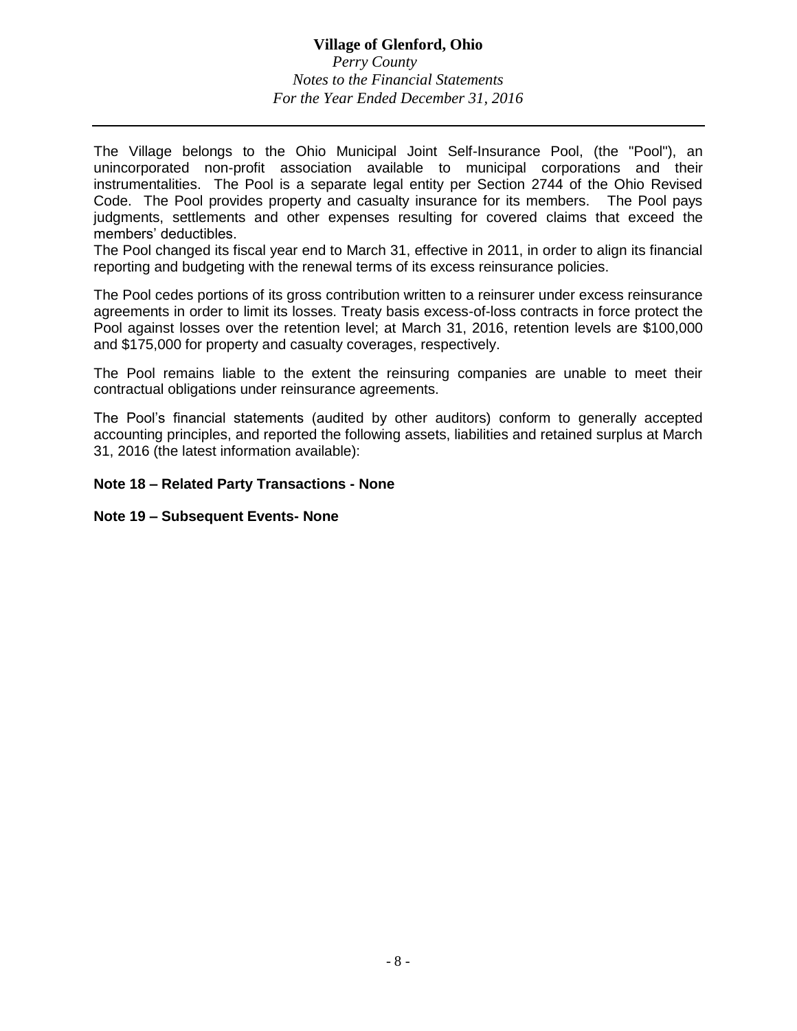The Village belongs to the Ohio Municipal Joint Self-Insurance Pool, (the "Pool"), an unincorporated non-profit association available to municipal corporations and their instrumentalities. The Pool is a separate legal entity per Section 2744 of the Ohio Revised Code. The Pool provides property and casualty insurance for its members. The Pool pays judgments, settlements and other expenses resulting for covered claims that exceed the members' deductibles.
The Pool changed its fiscal year end to March 31, effective in 2011, in order to align its financial reporting and budgeting with the renewal terms of its excess reinsurance policies.

The Pool cedes portions of its gross contribution written to a reinsurer under excess reinsurance agreements in order to limit its losses. Treaty basis excess-of-loss contracts in force protect the Pool against losses over the retention level; at March 31, 2016, retention levels are $100,000 and $175,000 for property and casualty coverages, respectively.

The Pool remains liable to the extent the reinsuring companies are unable to meet their contractual obligations under reinsurance agreements.

The Pool's financial statements (audited by other auditors) conform to generally accepted accounting principles, and reported the following assets, liabilities and retained surplus at March 31, 2016 (the latest information available):

**Note 18 – Related Party Transactions - None**

**Note 19 – Subsequent Events- None**